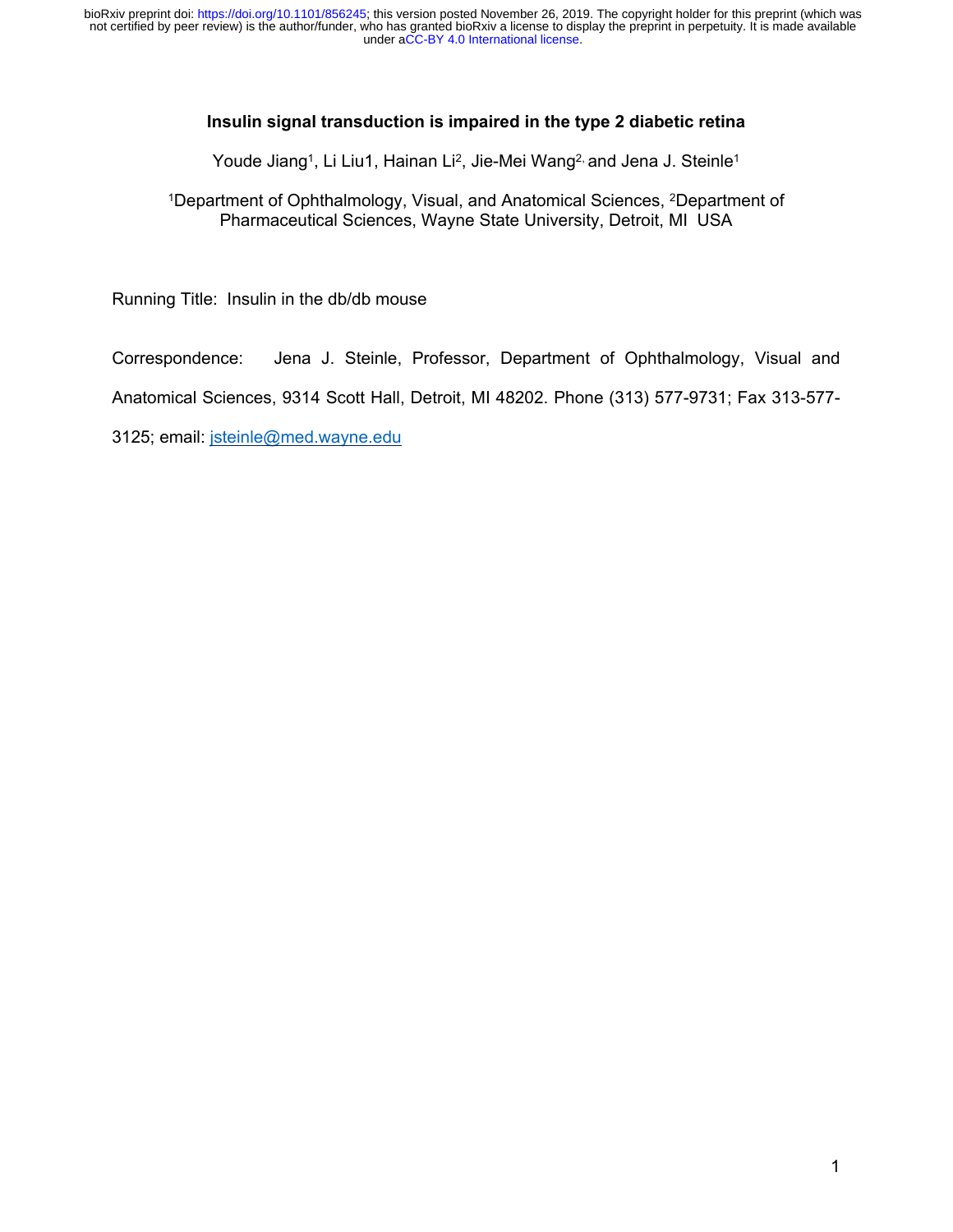# Insulin signal transduction is impaired in the type 2 diabetic retina

Youde Jiang[1], Li Liu1, Hainan Li[2], Jie-Mei Wang[2,] and Jena J. Steinle[1]

[1]Department of Ophthalmology, Visual, and Anatomical Sciences, [2]Department of Pharmaceutical Sciences, Wayne State University, Detroit, MI USA

Running Title: Insulin in the db/db mouse

Correspondence: Jena J. Steinle, Professor, Department of Ophthalmology, Visual and Anatomical Sciences, 9314 Scott Hall, Detroit, MI 48202. Phone (313) 577-9731; Fax 313-577-3125; email: jsteinle@med.wayne.edu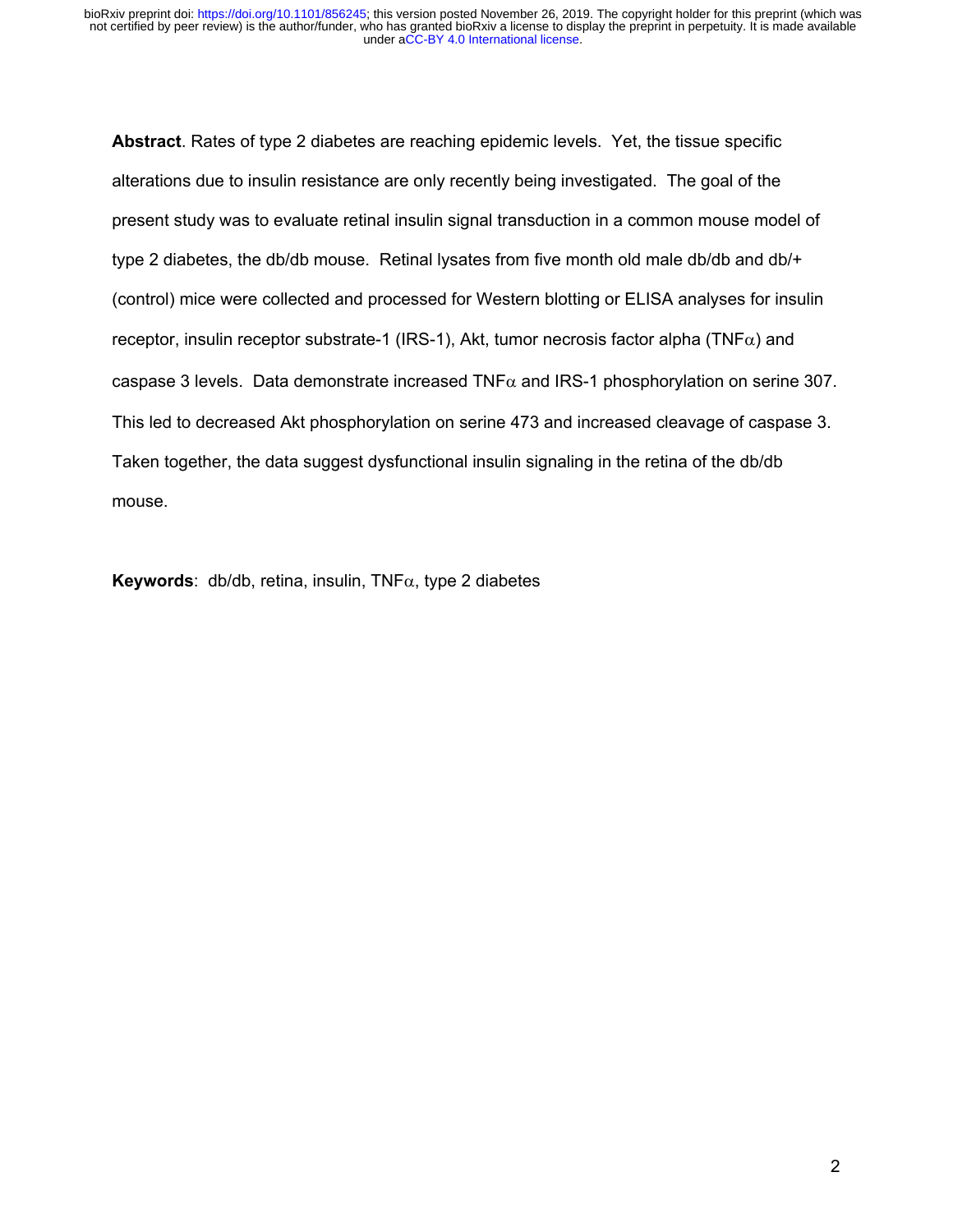**Abstract**. Rates of type 2 diabetes are reaching epidemic levels. Yet, the tissue specific alterations due to insulin resistance are only recently being investigated. The goal of the present study was to evaluate retinal insulin signal transduction in a common mouse model of type 2 diabetes, the db/db mouse. Retinal lysates from five month old male db/db and db/+ (control) mice were collected and processed for Western blotting or ELISA analyses for insulin receptor, insulin receptor substrate-1 (IRS-1), Akt, tumor necrosis factor alpha (TNF$\alpha$) and caspase 3 levels. Data demonstrate increased TNF$\alpha$ and IRS-1 phosphorylation on serine 307. This led to decreased Akt phosphorylation on serine 473 and increased cleavage of caspase 3. Taken together, the data suggest dysfunctional insulin signaling in the retina of the db/db mouse.

**Keywords**: db/db, retina, insulin, TNF$\alpha$, type 2 diabetes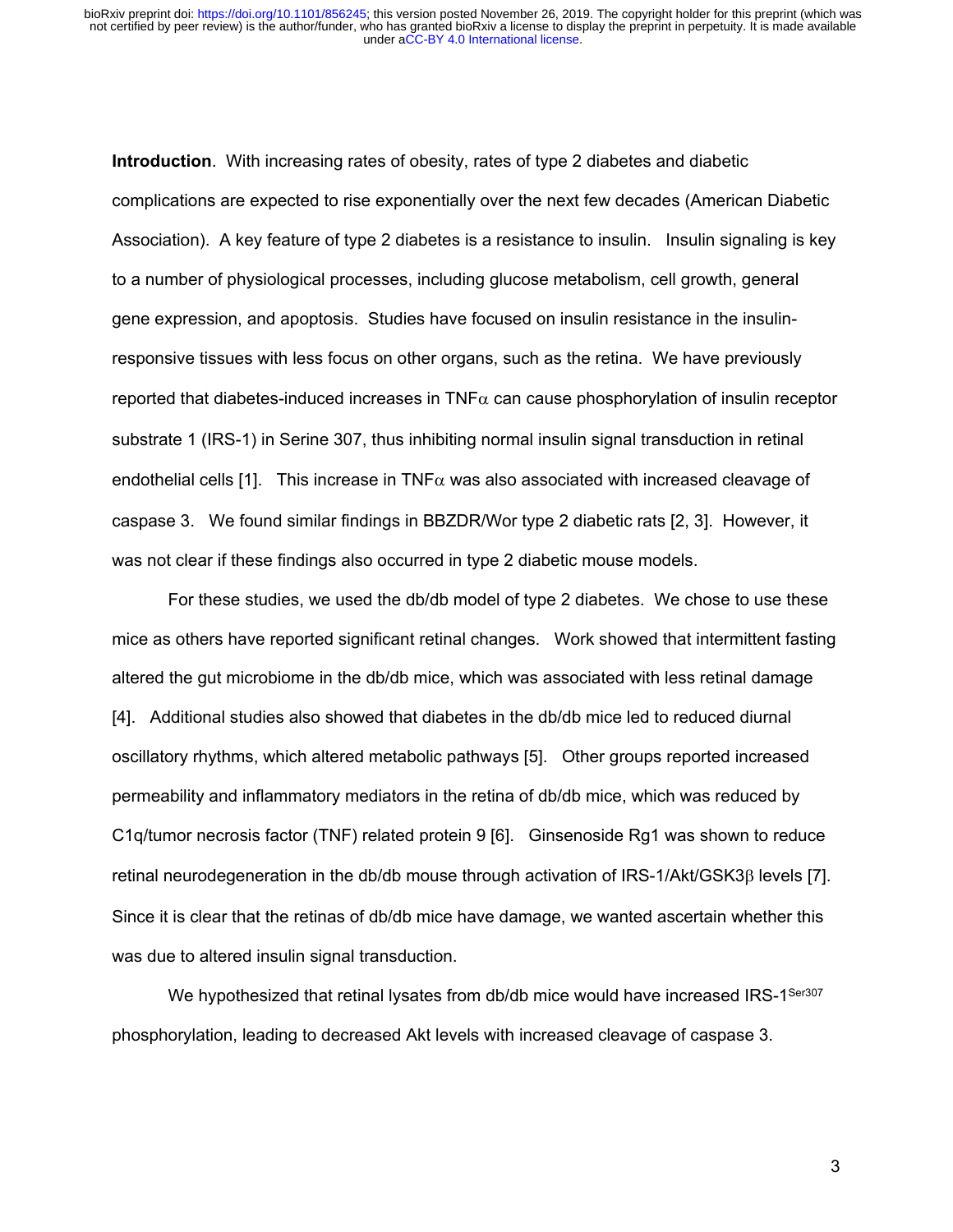**Introduction**. With increasing rates of obesity, rates of type 2 diabetes and diabetic complications are expected to rise exponentially over the next few decades (American Diabetic Association). A key feature of type 2 diabetes is a resistance to insulin. Insulin signaling is key to a number of physiological processes, including glucose metabolism, cell growth, general gene expression, and apoptosis. Studies have focused on insulin resistance in the insulin-responsive tissues with less focus on other organs, such as the retina. We have previously reported that diabetes-induced increases in TNF$\alpha$ can cause phosphorylation of insulin receptor substrate 1 (IRS-1) in Serine 307, thus inhibiting normal insulin signal transduction in retinal endothelial cells [1]. This increase in TNF$\alpha$ was also associated with increased cleavage of caspase 3. We found similar findings in BBZDR/Wor type 2 diabetic rats [2, 3]. However, it was not clear if these findings also occurred in type 2 diabetic mouse models.

For these studies, we used the db/db model of type 2 diabetes. We chose to use these mice as others have reported significant retinal changes. Work showed that intermittent fasting altered the gut microbiome in the db/db mice, which was associated with less retinal damage [4]. Additional studies also showed that diabetes in the db/db mice led to reduced diurnal oscillatory rhythms, which altered metabolic pathways [5]. Other groups reported increased permeability and inflammatory mediators in the retina of db/db mice, which was reduced by C1q/tumor necrosis factor (TNF) related protein 9 [6]. Ginsenoside Rg1 was shown to reduce retinal neurodegeneration in the db/db mouse through activation of IRS-1/Akt/GSK3$\beta$ levels [7]. Since it is clear that the retinas of db/db mice have damage, we wanted ascertain whether this was due to altered insulin signal transduction.

We hypothesized that retinal lysates from db/db mice would have increased IRS-1$^{Ser307}$ phosphorylation, leading to decreased Akt levels with increased cleavage of caspase 3.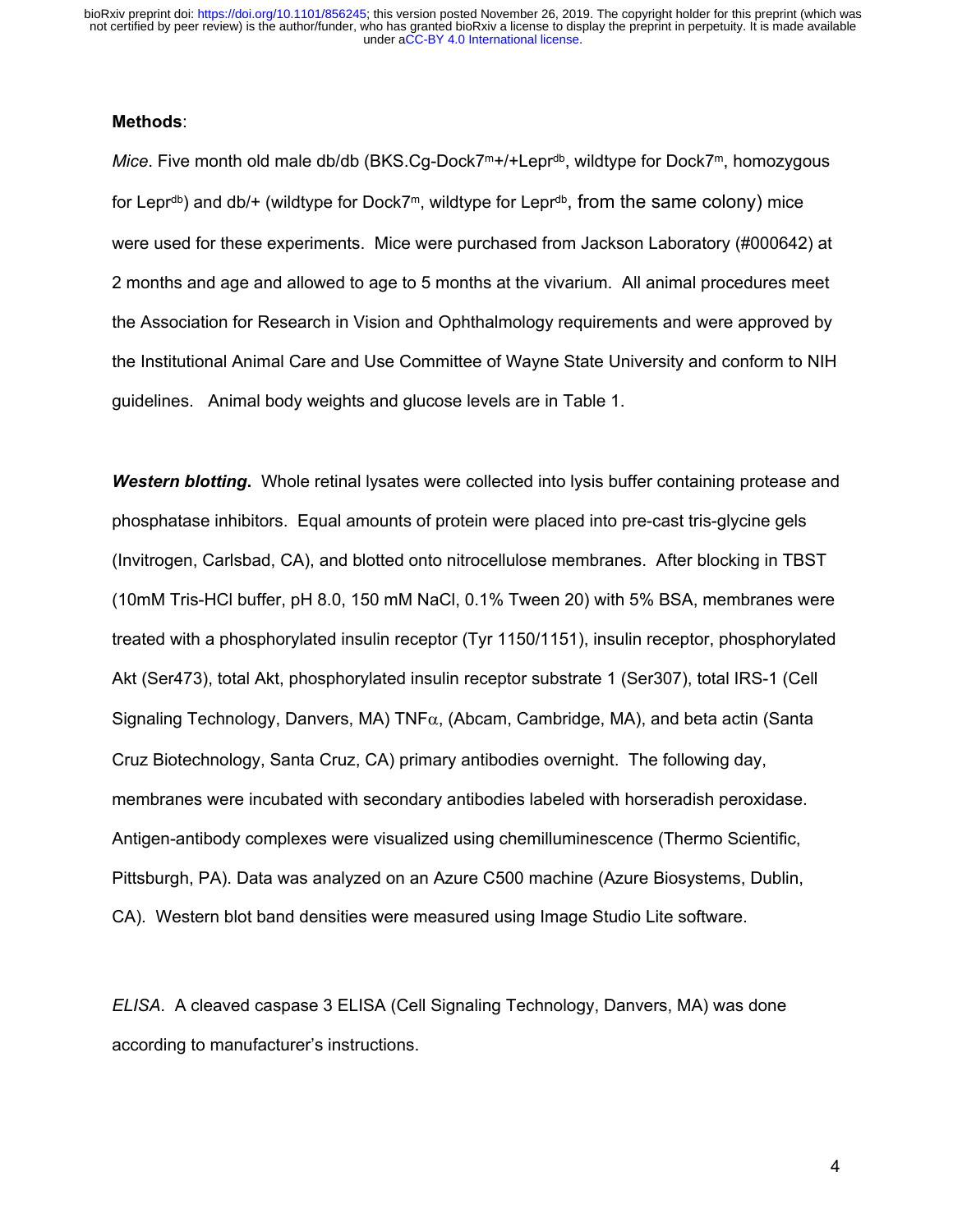**Methods**:

*Mice*. Five month old male db/db (BKS.Cg-Dock7$^{m}$+/+Lepr$^{db}$, wildtype for Dock7$^{m}$, homozygous for Lepr$^{db}$) and db/+ (wildtype for Dock7$^{m}$, wildtype for Lepr$^{db}$, from the same colony) mice were used for these experiments. Mice were purchased from Jackson Laboratory (#000642) at 2 months and age and allowed to age to 5 months at the vivarium. All animal procedures meet the Association for Research in Vision and Ophthalmology requirements and were approved by the Institutional Animal Care and Use Committee of Wayne State University and conform to NIH guidelines. Animal body weights and glucose levels are in Table 1.

***Western blotting*.** Whole retinal lysates were collected into lysis buffer containing protease and phosphatase inhibitors. Equal amounts of protein were placed into pre-cast tris-glycine gels (Invitrogen, Carlsbad, CA), and blotted onto nitrocellulose membranes. After blocking in TBST (10mM Tris-HCl buffer, pH 8.0, 150 mM NaCl, 0.1% Tween 20) with 5% BSA, membranes were treated with a phosphorylated insulin receptor (Tyr 1150/1151), insulin receptor, phosphorylated Akt (Ser473), total Akt, phosphorylated insulin receptor substrate 1 (Ser307), total IRS-1 (Cell Signaling Technology, Danvers, MA) TNF$\alpha$, (Abcam, Cambridge, MA), and beta actin (Santa Cruz Biotechnology, Santa Cruz, CA) primary antibodies overnight. The following day, membranes were incubated with secondary antibodies labeled with horseradish peroxidase. Antigen-antibody complexes were visualized using chemilluminescence (Thermo Scientific, Pittsburgh, PA). Data was analyzed on an Azure C500 machine (Azure Biosystems, Dublin, CA). Western blot band densities were measured using Image Studio Lite software.

*ELISA*. A cleaved caspase 3 ELISA (Cell Signaling Technology, Danvers, MA) was done according to manufacturer's instructions.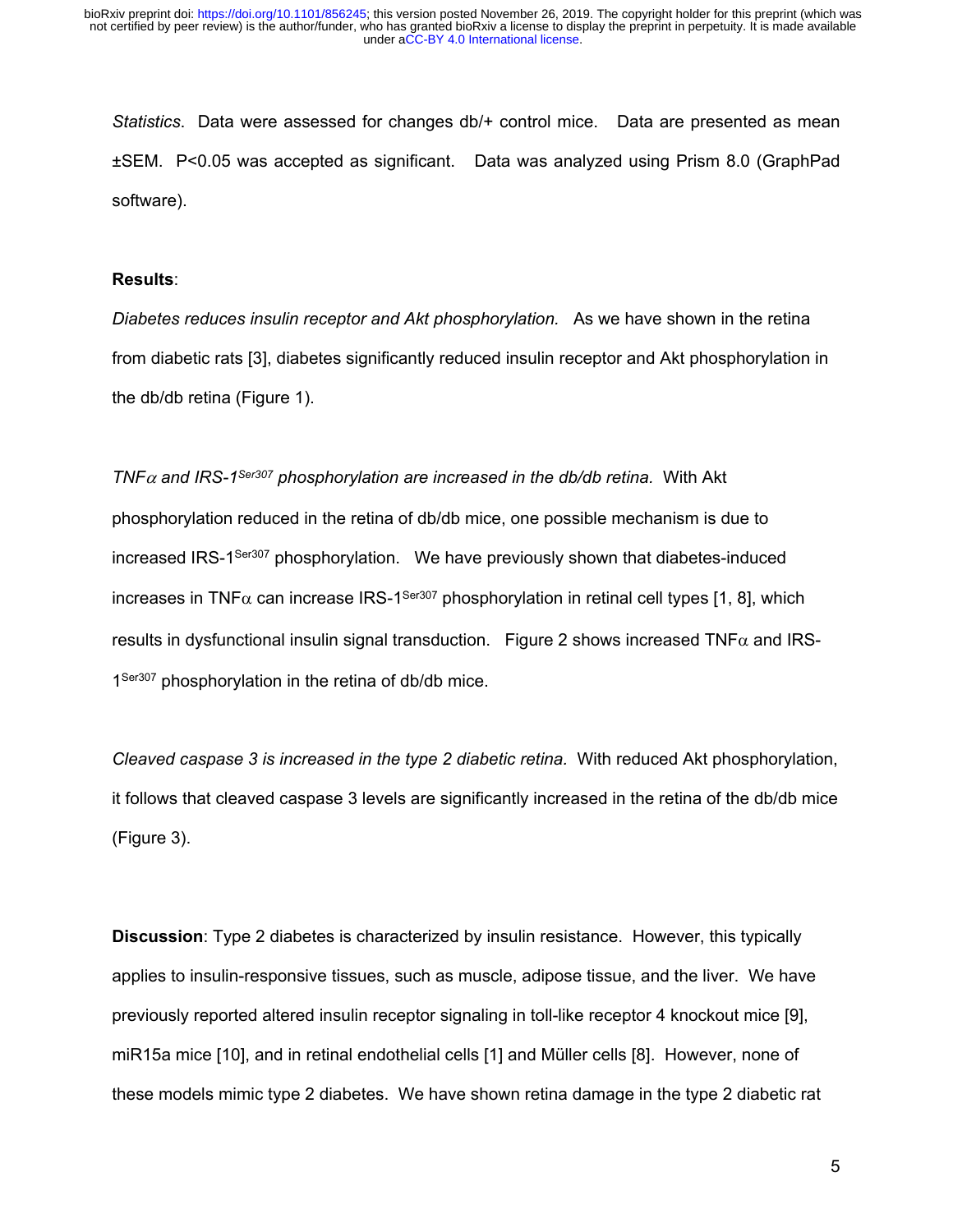*Statistics*. Data were assessed for changes db/+ control mice. Data are presented as mean ±SEM. P<0.05 was accepted as significant. Data was analyzed using Prism 8.0 (GraphPad software).

**Results**:

*Diabetes reduces insulin receptor and Akt phosphorylation.* As we have shown in the retina from diabetic rats [3], diabetes significantly reduced insulin receptor and Akt phosphorylation in the db/db retina (Figure 1).

*TNF$\alpha$ and IRS-1$^{Ser307}$ phosphorylation are increased in the db/db retina.* With Akt phosphorylation reduced in the retina of db/db mice, one possible mechanism is due to increased IRS-1$^{Ser307}$ phosphorylation. We have previously shown that diabetes-induced increases in TNF$\alpha$ can increase IRS-1$^{Ser307}$ phosphorylation in retinal cell types [1, 8], which results in dysfunctional insulin signal transduction. Figure 2 shows increased TNF$\alpha$ and IRS-1$^{Ser307}$ phosphorylation in the retina of db/db mice.

*Cleaved caspase 3 is increased in the type 2 diabetic retina.* With reduced Akt phosphorylation, it follows that cleaved caspase 3 levels are significantly increased in the retina of the db/db mice (Figure 3).

**Discussion**: Type 2 diabetes is characterized by insulin resistance. However, this typically applies to insulin-responsive tissues, such as muscle, adipose tissue, and the liver. We have previously reported altered insulin receptor signaling in toll-like receptor 4 knockout mice [9], miR15a mice [10], and in retinal endothelial cells [1] and Müller cells [8]. However, none of these models mimic type 2 diabetes. We have shown retina damage in the type 2 diabetic rat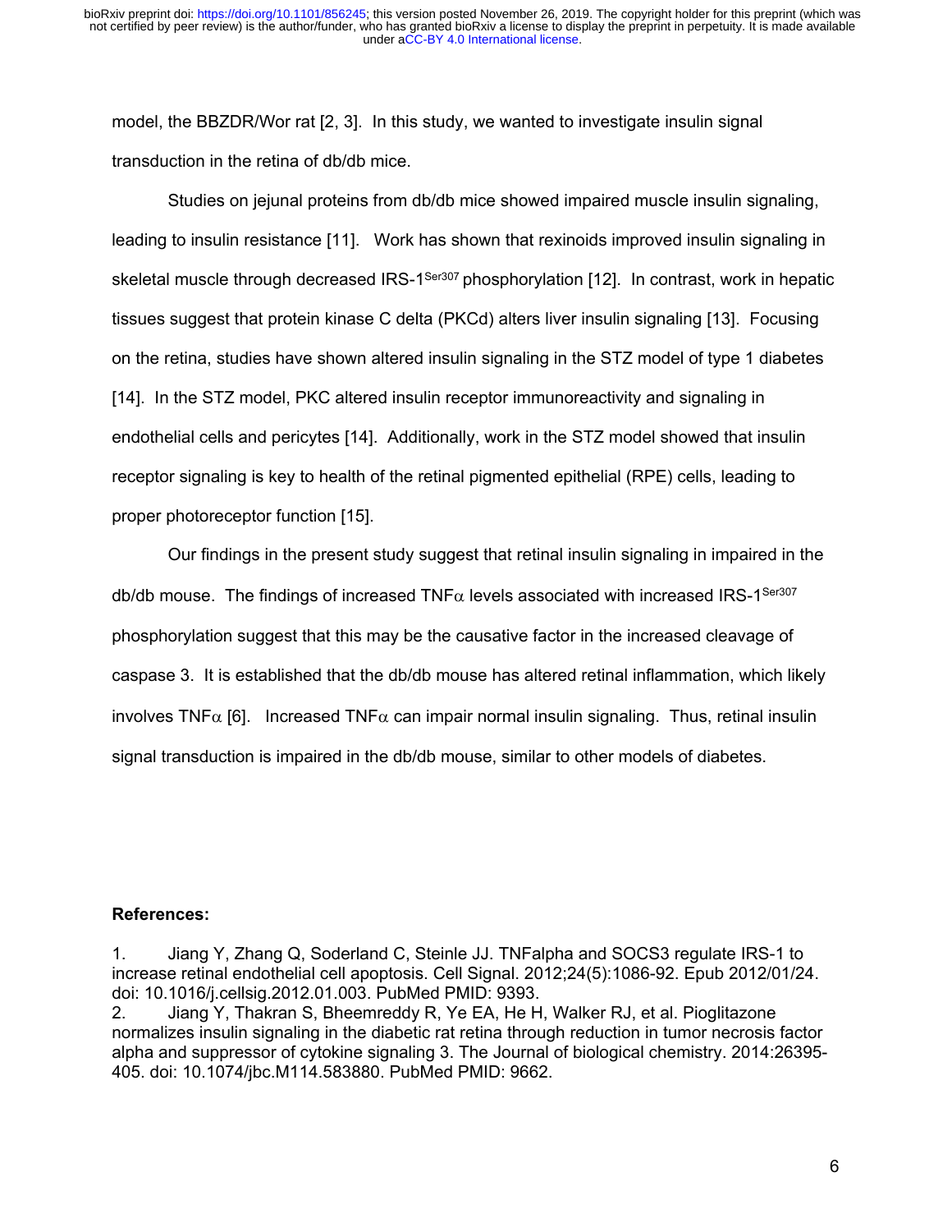model, the BBZDR/Wor rat [2, 3]. In this study, we wanted to investigate insulin signal transduction in the retina of db/db mice.

Studies on jejunal proteins from db/db mice showed impaired muscle insulin signaling, leading to insulin resistance [11]. Work has shown that rexinoids improved insulin signaling in skeletal muscle through decreased IRS-$1^{Ser307}$ phosphorylation [12]. In contrast, work in hepatic tissues suggest that protein kinase C delta (PKCd) alters liver insulin signaling [13]. Focusing on the retina, studies have shown altered insulin signaling in the STZ model of type 1 diabetes [14]. In the STZ model, PKC altered insulin receptor immunoreactivity and signaling in endothelial cells and pericytes [14]. Additionally, work in the STZ model showed that insulin receptor signaling is key to health of the retinal pigmented epithelial (RPE) cells, leading to proper photoreceptor function [15].

Our findings in the present study suggest that retinal insulin signaling in impaired in the db/db mouse. The findings of increased TNF$\alpha$ levels associated with increased IRS-$1^{Ser307}$ phosphorylation suggest that this may be the causative factor in the increased cleavage of caspase 3. It is established that the db/db mouse has altered retinal inflammation, which likely involves TNF$\alpha$ [6]. Increased TNF$\alpha$ can impair normal insulin signaling. Thus, retinal insulin signal transduction is impaired in the db/db mouse, similar to other models of diabetes.

**References:**

1. Jiang Y, Zhang Q, Soderland C, Steinle JJ. TNFalpha and SOCS3 regulate IRS-1 to increase retinal endothelial cell apoptosis. Cell Signal. 2012;24(5):1086-92. Epub 2012/01/24. doi: 10.1016/j.cellsig.2012.01.003. PubMed PMID: 9393.
2. Jiang Y, Thakran S, Bheemreddy R, Ye EA, He H, Walker RJ, et al. Pioglitazone normalizes insulin signaling in the diabetic rat retina through reduction in tumor necrosis factor alpha and suppressor of cytokine signaling 3. The Journal of biological chemistry. 2014:26395-405. doi: 10.1074/jbc.M114.583880. PubMed PMID: 9662.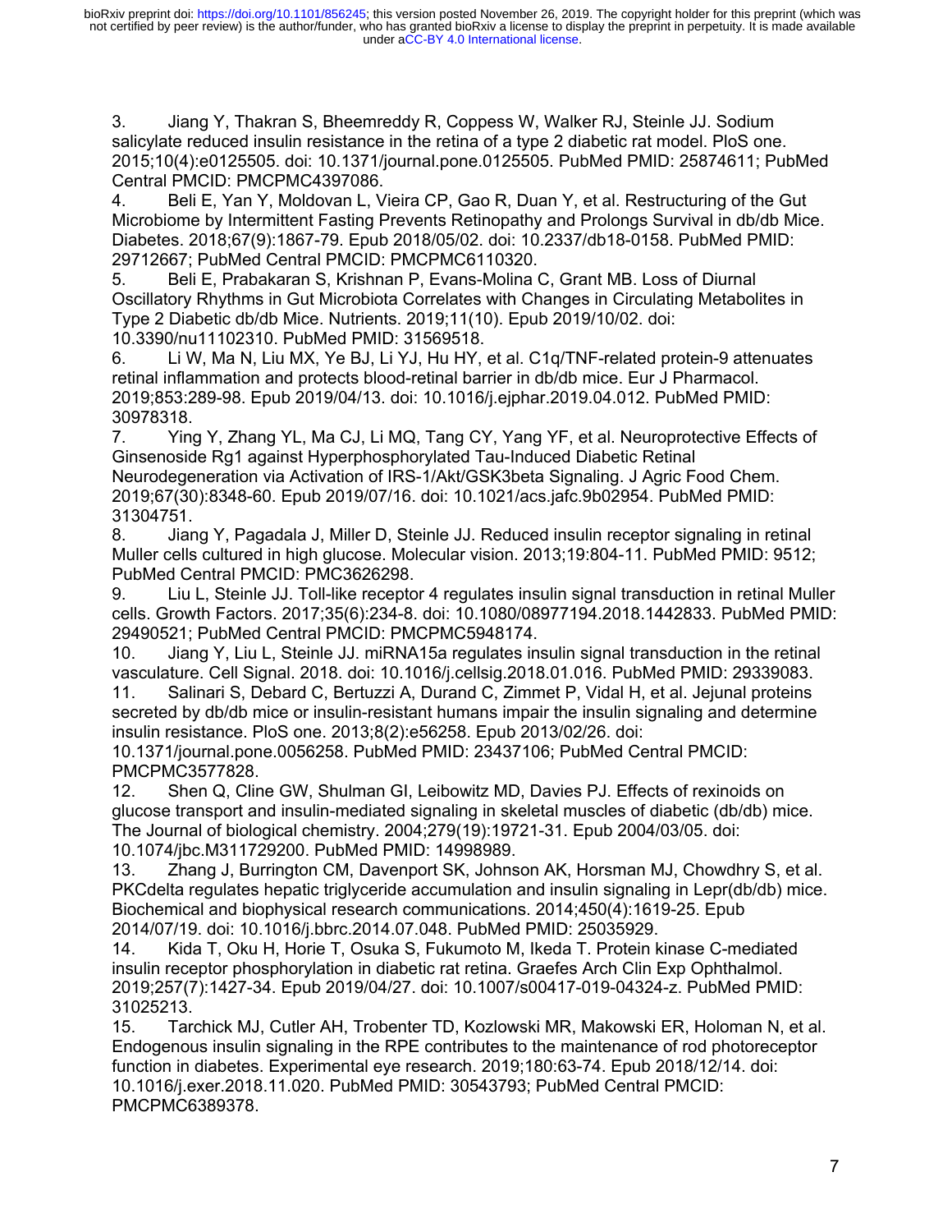3. Jiang Y, Thakran S, Bheemreddy R, Coppess W, Walker RJ, Steinle JJ. Sodium salicylate reduced insulin resistance in the retina of a type 2 diabetic rat model. PloS one. 2015;10(4):e0125505. doi: 10.1371/journal.pone.0125505. PubMed PMID: 25874611; PubMed Central PMCID: PMCPMC4397086.

4. Beli E, Yan Y, Moldovan L, Vieira CP, Gao R, Duan Y, et al. Restructuring of the Gut Microbiome by Intermittent Fasting Prevents Retinopathy and Prolongs Survival in db/db Mice. Diabetes. 2018;67(9):1867-79. Epub 2018/05/02. doi: 10.2337/db18-0158. PubMed PMID: 29712667; PubMed Central PMCID: PMCPMC6110320.

5. Beli E, Prabakaran S, Krishnan P, Evans-Molina C, Grant MB. Loss of Diurnal Oscillatory Rhythms in Gut Microbiota Correlates with Changes in Circulating Metabolites in Type 2 Diabetic db/db Mice. Nutrients. 2019;11(10). Epub 2019/10/02. doi: 10.3390/nu11102310. PubMed PMID: 31569518.

6. Li W, Ma N, Liu MX, Ye BJ, Li YJ, Hu HY, et al. C1q/TNF-related protein-9 attenuates retinal inflammation and protects blood-retinal barrier in db/db mice. Eur J Pharmacol. 2019;853:289-98. Epub 2019/04/13. doi: 10.1016/j.ejphar.2019.04.012. PubMed PMID: 30978318.

7. Ying Y, Zhang YL, Ma CJ, Li MQ, Tang CY, Yang YF, et al. Neuroprotective Effects of Ginsenoside Rg1 against Hyperphosphorylated Tau-Induced Diabetic Retinal Neurodegeneration via Activation of IRS-1/Akt/GSK3beta Signaling. J Agric Food Chem. 2019;67(30):8348-60. Epub 2019/07/16. doi: 10.1021/acs.jafc.9b02954. PubMed PMID: 31304751.

8. Jiang Y, Pagadala J, Miller D, Steinle JJ. Reduced insulin receptor signaling in retinal Muller cells cultured in high glucose. Molecular vision. 2013;19:804-11. PubMed PMID: 9512; PubMed Central PMCID: PMC3626298.

9. Liu L, Steinle JJ. Toll-like receptor 4 regulates insulin signal transduction in retinal Muller cells. Growth Factors. 2017;35(6):234-8. doi: 10.1080/08977194.2018.1442833. PubMed PMID: 29490521; PubMed Central PMCID: PMCPMC5948174.

10. Jiang Y, Liu L, Steinle JJ. miRNA15a regulates insulin signal transduction in the retinal vasculature. Cell Signal. 2018. doi: 10.1016/j.cellsig.2018.01.016. PubMed PMID: 29339083.

11. Salinari S, Debard C, Bertuzzi A, Durand C, Zimmet P, Vidal H, et al. Jejunal proteins secreted by db/db mice or insulin-resistant humans impair the insulin signaling and determine insulin resistance. PloS one. 2013;8(2):e56258. Epub 2013/02/26. doi: 10.1371/journal.pone.0056258. PubMed PMID: 23437106; PubMed Central PMCID: PMCPMC3577828.

12. Shen Q, Cline GW, Shulman GI, Leibowitz MD, Davies PJ. Effects of rexinoids on glucose transport and insulin-mediated signaling in skeletal muscles of diabetic (db/db) mice. The Journal of biological chemistry. 2004;279(19):19721-31. Epub 2004/03/05. doi: 10.1074/jbc.M311729200. PubMed PMID: 14998989.

13. Zhang J, Burrington CM, Davenport SK, Johnson AK, Horsman MJ, Chowdhry S, et al. PKCdelta regulates hepatic triglyceride accumulation and insulin signaling in Lepr(db/db) mice. Biochemical and biophysical research communications. 2014;450(4):1619-25. Epub 2014/07/19. doi: 10.1016/j.bbrc.2014.07.048. PubMed PMID: 25035929.

14. Kida T, Oku H, Horie T, Osuka S, Fukumoto M, Ikeda T. Protein kinase C-mediated insulin receptor phosphorylation in diabetic rat retina. Graefes Arch Clin Exp Ophthalmol. 2019;257(7):1427-34. Epub 2019/04/27. doi: 10.1007/s00417-019-04324-z. PubMed PMID: 31025213.

15. Tarchick MJ, Cutler AH, Trobenter TD, Kozlowski MR, Makowski ER, Holoman N, et al. Endogenous insulin signaling in the RPE contributes to the maintenance of rod photoreceptor function in diabetes. Experimental eye research. 2019;180:63-74. Epub 2018/12/14. doi: 10.1016/j.exer.2018.11.020. PubMed PMID: 30543793; PubMed Central PMCID: PMCPMC6389378.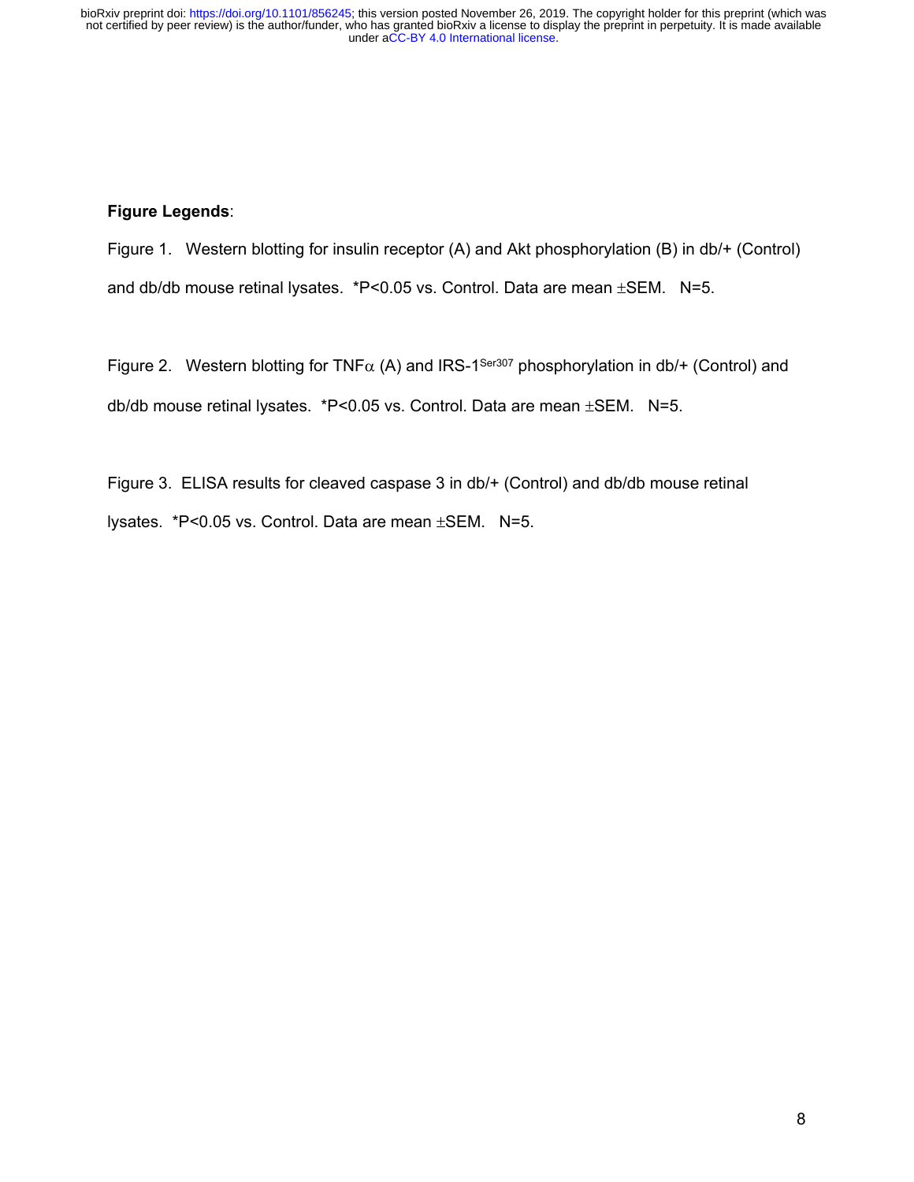**Figure Legends**:

Figure 1. Western blotting for insulin receptor (A) and Akt phosphorylation (B) in db/+ (Control) and db/db mouse retinal lysates. *P<0.05 vs. Control. Data are mean ±SEM. N=5.

Figure 2. Western blotting for TNFα (A) and IRS-1$^{Ser307}$ phosphorylation in db/+ (Control) and db/db mouse retinal lysates. *P<0.05 vs. Control. Data are mean ±SEM. N=5.

Figure 3. ELISA results for cleaved caspase 3 in db/+ (Control) and db/db mouse retinal lysates. *P<0.05 vs. Control. Data are mean ±SEM. N=5.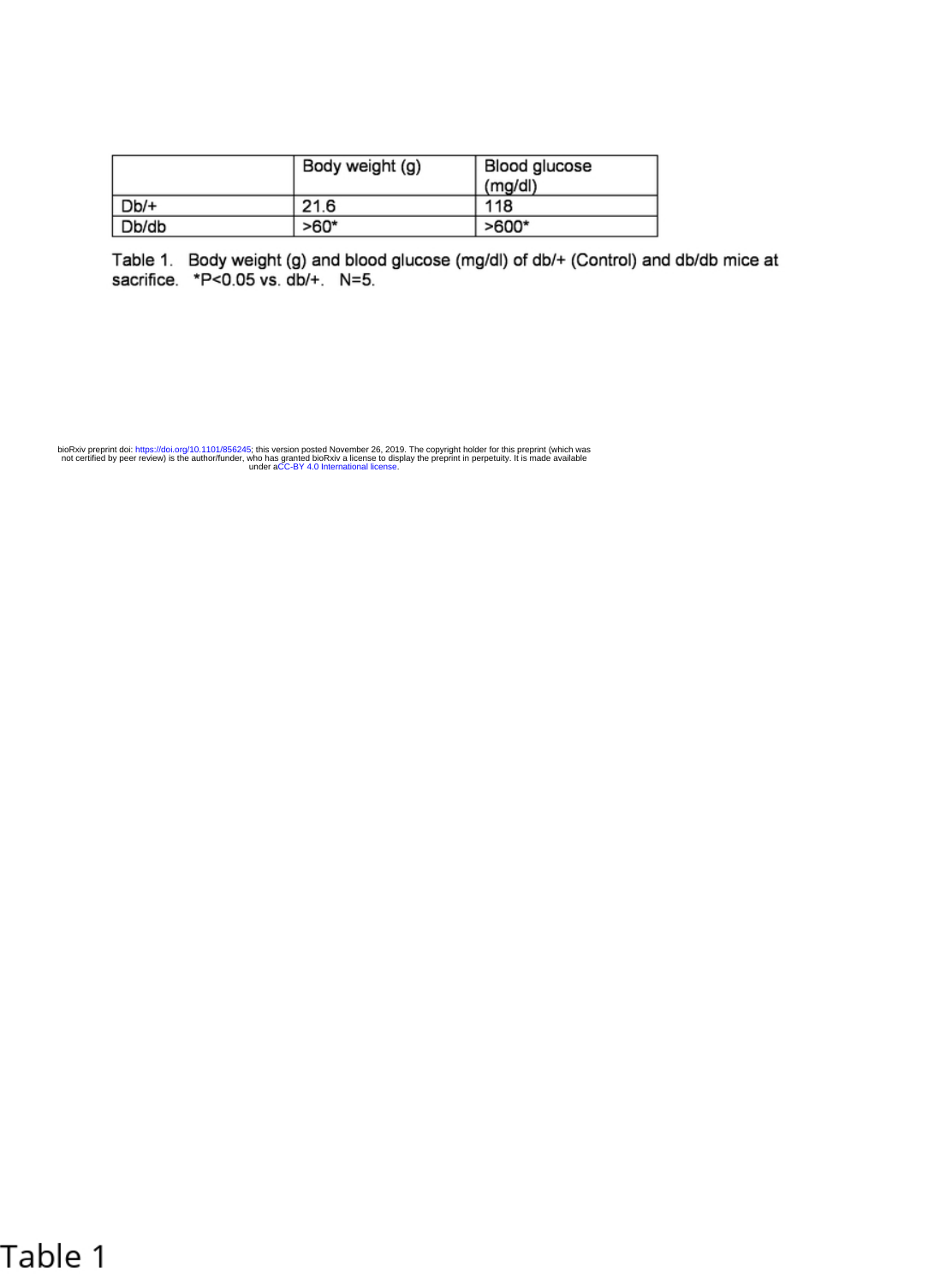| | Body weight (g) | Blood glucose (mg/dl) |
|---|---|---|
| Db/+ | 21.6 | 118 |
| Db/db | >60* | >600* |

Table 1. Body weight (g) and blood glucose (mg/dl) of db/+ (Control) and db/db mice at sacrifice. *P<0.05 vs. db/+. N=5.

Table 1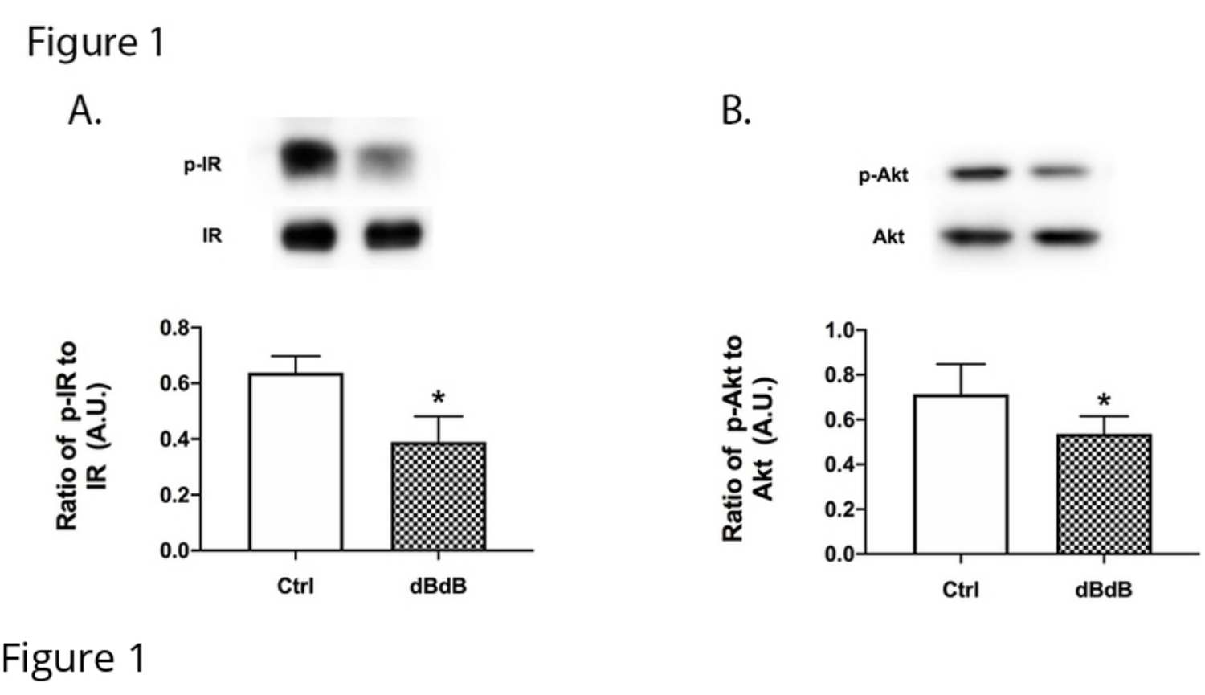Figure 1

Figure 1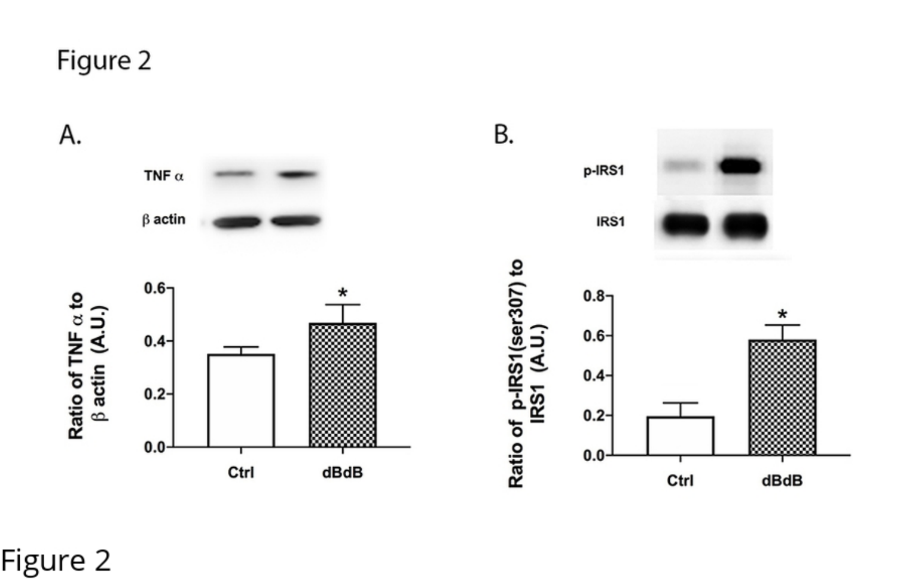Figure 2

Figure 2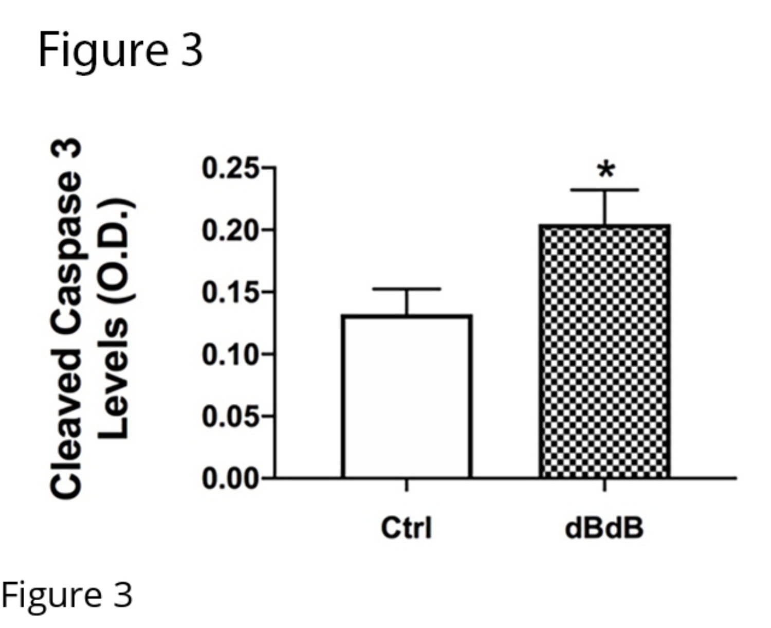Figure 3

Cleaved Caspase 3 Levels (O.D.)

0.25
0.20
0.15
0.10
0.05
0.00

*

Ctrl

dBdB

Figure 3